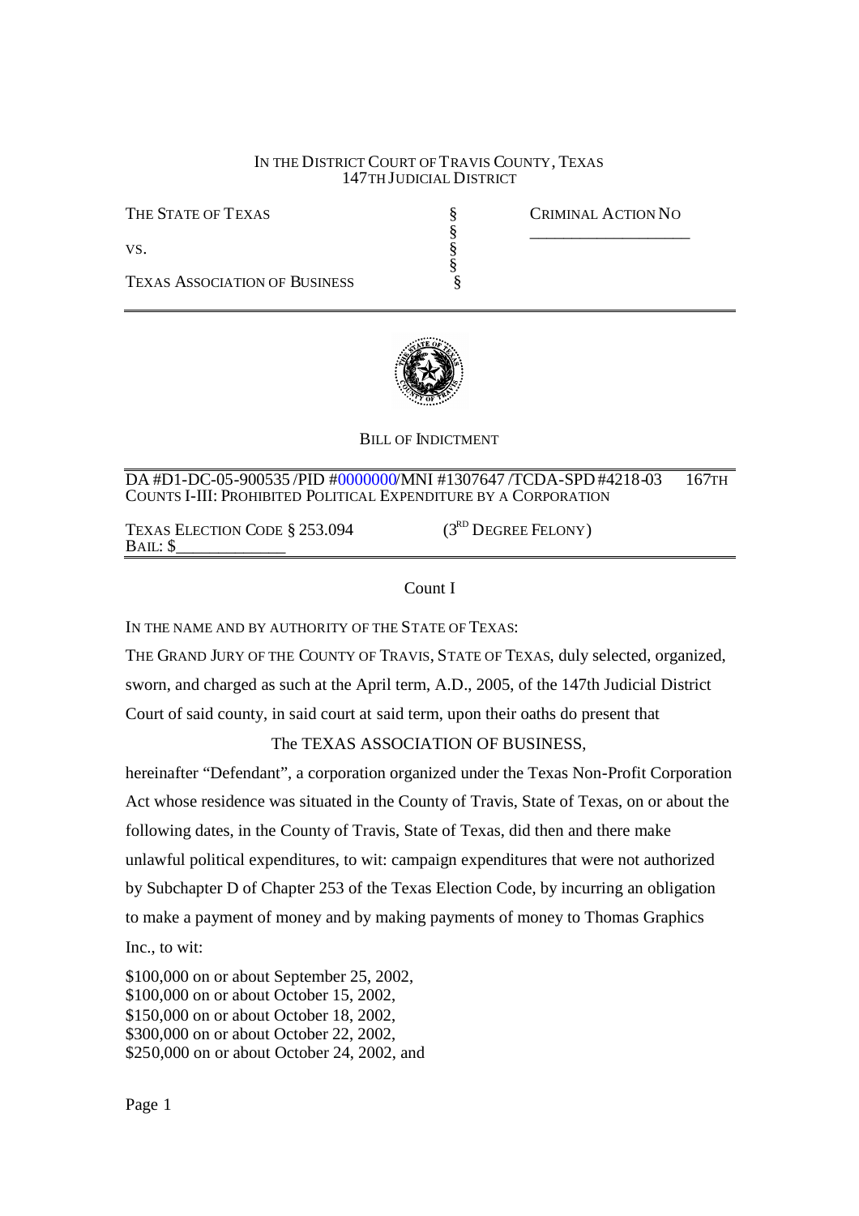IN THE DISTRICT COURT OF TRAVIS COUNTY, TEXAS
147TH JUDICIAL DISTRICT

| | | |
|---|---|---|
| THE STATE OF TEXAS | § | CRIMINAL ACTION NO |
| | § | ____________________ |
| VS. | § | |
| | § | |
| TEXAS ASSOCIATION OF BUSINESS | § | |

BILL OF INDICTMENT

DA #D1-DC-05-900535 /PID #0000000/MNI #1307647 /TCDA-SPD #4218-03 167TH
COUNTS I-III: PROHIBITED POLITICAL EXPENDITURE BY A CORPORATION

TEXAS ELECTION CODE § 253.094 (3RD DEGREE FELONY)
BAIL: $____________

Count I

IN THE NAME AND BY AUTHORITY OF THE STATE OF TEXAS:

THE GRAND JURY OF THE COUNTY OF TRAVIS, STATE OF TEXAS, duly selected, organized, sworn, and charged as such at the April term, A.D., 2005, of the 147th Judicial District Court of said county, in said court at said term, upon their oaths do present that

The TEXAS ASSOCIATION OF BUSINESS,

hereinafter "Defendant", a corporation organized under the Texas Non-Profit Corporation Act whose residence was situated in the County of Travis, State of Texas, on or about the following dates, in the County of Travis, State of Texas, did then and there make unlawful political expenditures, to wit: campaign expenditures that were not authorized by Subchapter D of Chapter 253 of the Texas Election Code, by incurring an obligation to make a payment of money and by making payments of money to Thomas Graphics Inc., to wit:

$100,000 on or about September 25, 2002,
$100,000 on or about October 15, 2002,
$150,000 on or about October 18, 2002,
$300,000 on or about October 22, 2002,
$250,000 on or about October 24, 2002, and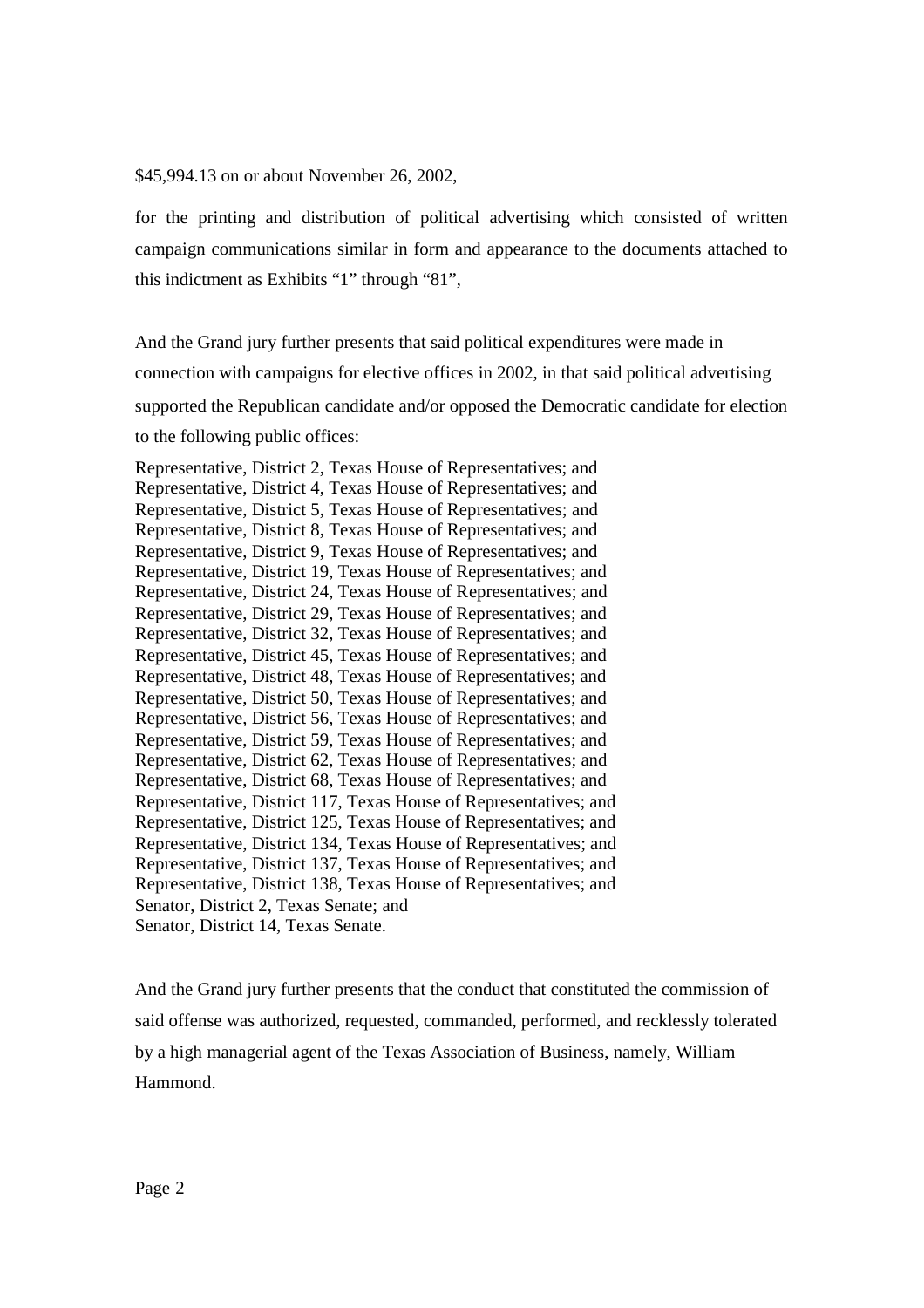$45,994.13 on or about November 26, 2002,

for the printing and distribution of political advertising which consisted of written campaign communications similar in form and appearance to the documents attached to this indictment as Exhibits "1" through "81",

And the Grand jury further presents that said political expenditures were made in connection with campaigns for elective offices in 2002, in that said political advertising supported the Republican candidate and/or opposed the Democratic candidate for election to the following public offices:

Representative, District 2, Texas House of Representatives; and
Representative, District 4, Texas House of Representatives; and
Representative, District 5, Texas House of Representatives; and
Representative, District 8, Texas House of Representatives; and
Representative, District 9, Texas House of Representatives; and
Representative, District 19, Texas House of Representatives; and
Representative, District 24, Texas House of Representatives; and
Representative, District 29, Texas House of Representatives; and
Representative, District 32, Texas House of Representatives; and
Representative, District 45, Texas House of Representatives; and
Representative, District 48, Texas House of Representatives; and
Representative, District 50, Texas House of Representatives; and
Representative, District 56, Texas House of Representatives; and
Representative, District 59, Texas House of Representatives; and
Representative, District 62, Texas House of Representatives; and
Representative, District 68, Texas House of Representatives; and
Representative, District 117, Texas House of Representatives; and
Representative, District 125, Texas House of Representatives; and
Representative, District 134, Texas House of Representatives; and
Representative, District 137, Texas House of Representatives; and
Representative, District 138, Texas House of Representatives; and
Senator, District 2, Texas Senate; and
Senator, District 14, Texas Senate.

And the Grand jury further presents that the conduct that constituted the commission of said offense was authorized, requested, commanded, performed, and recklessly tolerated by a high managerial agent of the Texas Association of Business, namely, William Hammond.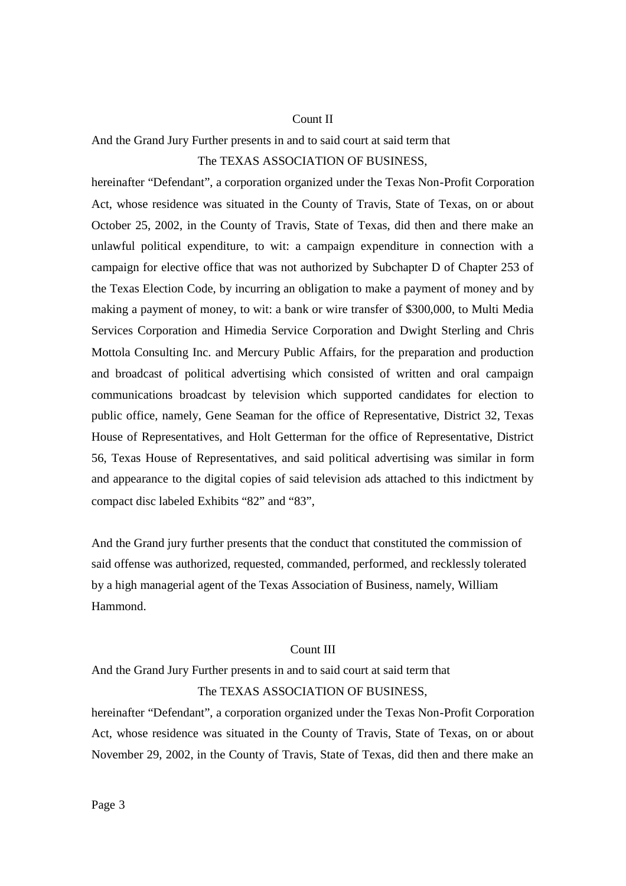Count II

And the Grand Jury Further presents in and to said court at said term that

The TEXAS ASSOCIATION OF BUSINESS,

hereinafter "Defendant", a corporation organized under the Texas Non-Profit Corporation Act, whose residence was situated in the County of Travis, State of Texas, on or about October 25, 2002, in the County of Travis, State of Texas, did then and there make an unlawful political expenditure, to wit: a campaign expenditure in connection with a campaign for elective office that was not authorized by Subchapter D of Chapter 253 of the Texas Election Code, by incurring an obligation to make a payment of money and by making a payment of money, to wit: a bank or wire transfer of $300,000, to Multi Media Services Corporation and Himedia Service Corporation and Dwight Sterling and Chris Mottola Consulting Inc. and Mercury Public Affairs, for the preparation and production and broadcast of political advertising which consisted of written and oral campaign communications broadcast by television which supported candidates for election to public office, namely, Gene Seaman for the office of Representative, District 32, Texas House of Representatives, and Holt Getterman for the office of Representative, District 56, Texas House of Representatives, and said political advertising was similar in form and appearance to the digital copies of said television ads attached to this indictment by compact disc labeled Exhibits "82" and "83",

And the Grand jury further presents that the conduct that constituted the commission of said offense was authorized, requested, commanded, performed, and recklessly tolerated by a high managerial agent of the Texas Association of Business, namely, William Hammond.

Count III

And the Grand Jury Further presents in and to said court at said term that

The TEXAS ASSOCIATION OF BUSINESS,

hereinafter "Defendant", a corporation organized under the Texas Non-Profit Corporation Act, whose residence was situated in the County of Travis, State of Texas, on or about November 29, 2002, in the County of Travis, State of Texas, did then and there make an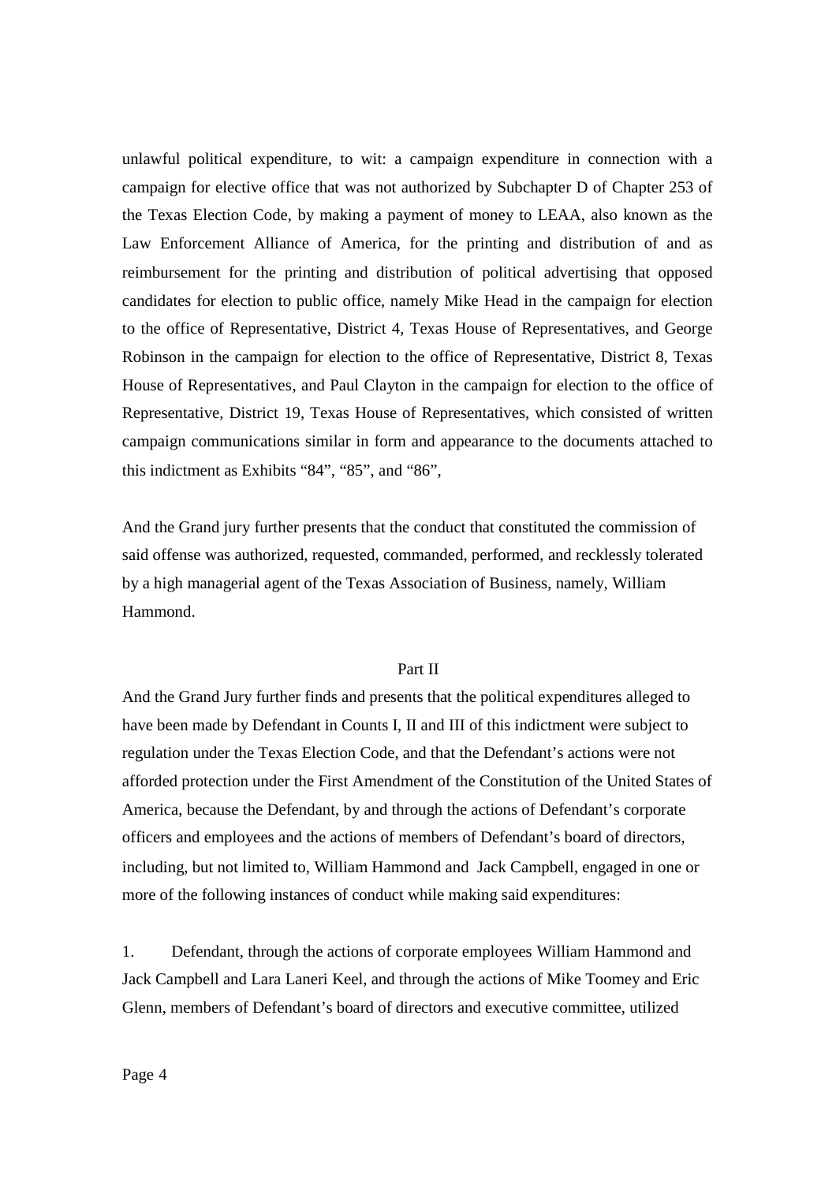unlawful political expenditure, to wit: a campaign expenditure in connection with a campaign for elective office that was not authorized by Subchapter D of Chapter 253 of the Texas Election Code, by making a payment of money to LEAA, also known as the Law Enforcement Alliance of America, for the printing and distribution of and as reimbursement for the printing and distribution of political advertising that opposed candidates for election to public office, namely Mike Head in the campaign for election to the office of Representative, District 4, Texas House of Representatives, and George Robinson in the campaign for election to the office of Representative, District 8, Texas House of Representatives, and Paul Clayton in the campaign for election to the office of Representative, District 19, Texas House of Representatives, which consisted of written campaign communications similar in form and appearance to the documents attached to this indictment as Exhibits "84", "85", and "86",

And the Grand jury further presents that the conduct that constituted the commission of said offense was authorized, requested, commanded, performed, and recklessly tolerated by a high managerial agent of the Texas Association of Business, namely, William Hammond.

Part II

And the Grand Jury further finds and presents that the political expenditures alleged to have been made by Defendant in Counts I, II and III of this indictment were subject to regulation under the Texas Election Code, and that the Defendant's actions were not afforded protection under the First Amendment of the Constitution of the United States of America, because the Defendant, by and through the actions of Defendant's corporate officers and employees and the actions of members of Defendant's board of directors, including, but not limited to, William Hammond and Jack Campbell, engaged in one or more of the following instances of conduct while making said expenditures:

1. Defendant, through the actions of corporate employees William Hammond and Jack Campbell and Lara Laneri Keel, and through the actions of Mike Toomey and Eric Glenn, members of Defendant's board of directors and executive committee, utilized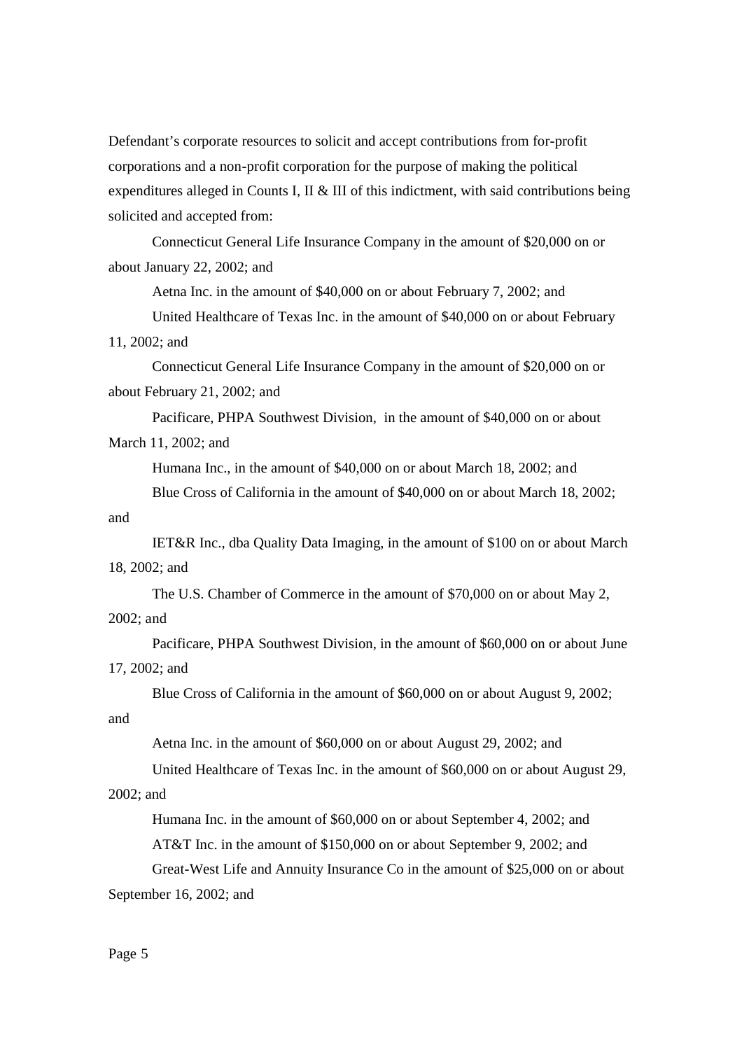Defendant's corporate resources to solicit and accept contributions from for-profit corporations and a non-profit corporation for the purpose of making the political expenditures alleged in Counts I, II & III of this indictment, with said contributions being solicited and accepted from:

Connecticut General Life Insurance Company in the amount of $20,000 on or about January 22, 2002; and

Aetna Inc. in the amount of $40,000 on or about February 7, 2002; and

United Healthcare of Texas Inc. in the amount of $40,000 on or about February 11, 2002; and

Connecticut General Life Insurance Company in the amount of $20,000 on or about February 21, 2002; and

Pacificare, PHPA Southwest Division, in the amount of $40,000 on or about March 11, 2002; and

Humana Inc., in the amount of $40,000 on or about March 18, 2002; and

Blue Cross of California in the amount of $40,000 on or about March 18, 2002; and

IET&R Inc., dba Quality Data Imaging, in the amount of $100 on or about March 18, 2002; and

The U.S. Chamber of Commerce in the amount of $70,000 on or about May 2, 2002; and

Pacificare, PHPA Southwest Division, in the amount of $60,000 on or about June 17, 2002; and

Blue Cross of California in the amount of $60,000 on or about August 9, 2002; and

Aetna Inc. in the amount of $60,000 on or about August 29, 2002; and

United Healthcare of Texas Inc. in the amount of $60,000 on or about August 29, 2002; and

Humana Inc. in the amount of $60,000 on or about September 4, 2002; and

AT&T Inc. in the amount of $150,000 on or about September 9, 2002; and

Great-West Life and Annuity Insurance Co in the amount of $25,000 on or about September 16, 2002; and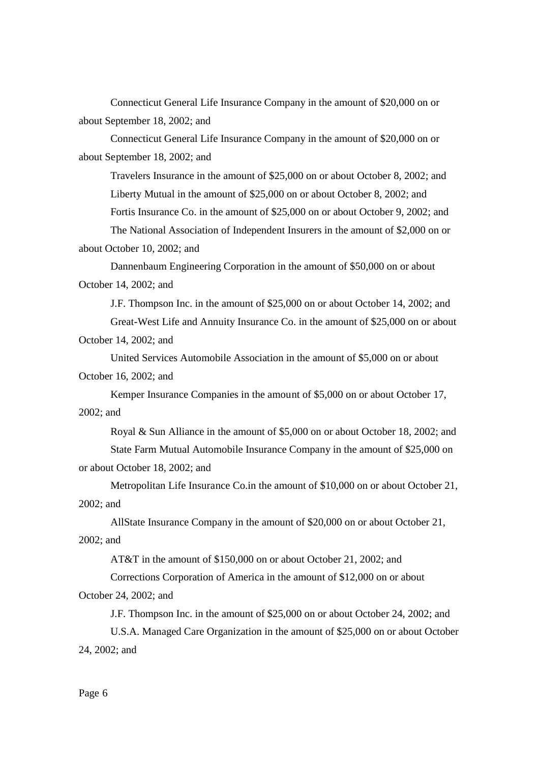Connecticut General Life Insurance Company in the amount of $20,000 on or about September 18, 2002; and

Connecticut General Life Insurance Company in the amount of $20,000 on or about September 18, 2002; and

Travelers Insurance in the amount of $25,000 on or about October 8, 2002; and

Liberty Mutual in the amount of $25,000 on or about October 8, 2002; and

Fortis Insurance Co. in the amount of $25,000 on or about October 9, 2002; and

The National Association of Independent Insurers in the amount of $2,000 on or about October 10, 2002; and

Dannenbaum Engineering Corporation in the amount of $50,000 on or about October 14, 2002; and

J.F. Thompson Inc. in the amount of $25,000 on or about October 14, 2002; and

Great-West Life and Annuity Insurance Co. in the amount of $25,000 on or about October 14, 2002; and

United Services Automobile Association in the amount of $5,000 on or about October 16, 2002; and

Kemper Insurance Companies in the amount of $5,000 on or about October 17, 2002; and

Royal & Sun Alliance in the amount of $5,000 on or about October 18, 2002; and

State Farm Mutual Automobile Insurance Company in the amount of $25,000 on or about October 18, 2002; and

Metropolitan Life Insurance Co.in the amount of $10,000 on or about October 21, 2002; and

AllState Insurance Company in the amount of $20,000 on or about October 21, 2002; and

AT&T in the amount of $150,000 on or about October 21, 2002; and

Corrections Corporation of America in the amount of $12,000 on or about October 24, 2002; and

J.F. Thompson Inc. in the amount of $25,000 on or about October 24, 2002; and

U.S.A. Managed Care Organization in the amount of $25,000 on or about October 24, 2002; and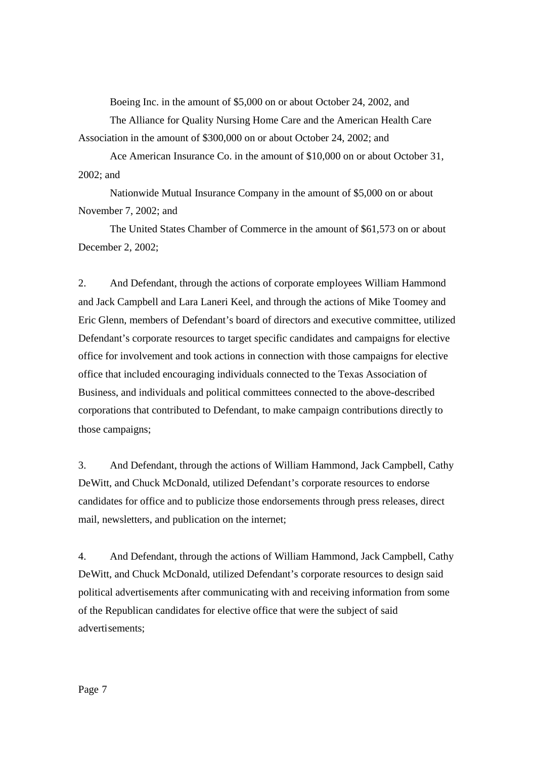Boeing Inc. in the amount of $5,000 on or about October 24, 2002, and

The Alliance for Quality Nursing Home Care and the American Health Care Association in the amount of $300,000 on or about October 24, 2002; and

Ace American Insurance Co. in the amount of $10,000 on or about October 31, 2002; and

Nationwide Mutual Insurance Company in the amount of $5,000 on or about November 7, 2002; and

The United States Chamber of Commerce in the amount of $61,573 on or about December 2, 2002;

2. And Defendant, through the actions of corporate employees William Hammond and Jack Campbell and Lara Laneri Keel, and through the actions of Mike Toomey and Eric Glenn, members of Defendant's board of directors and executive committee, utilized Defendant's corporate resources to target specific candidates and campaigns for elective office for involvement and took actions in connection with those campaigns for elective office that included encouraging individuals connected to the Texas Association of Business, and individuals and political committees connected to the above-described corporations that contributed to Defendant, to make campaign contributions directly to those campaigns;

3. And Defendant, through the actions of William Hammond, Jack Campbell, Cathy DeWitt, and Chuck McDonald, utilized Defendant's corporate resources to endorse candidates for office and to publicize those endorsements through press releases, direct mail, newsletters, and publication on the internet;

4. And Defendant, through the actions of William Hammond, Jack Campbell, Cathy DeWitt, and Chuck McDonald, utilized Defendant's corporate resources to design said political advertisements after communicating with and receiving information from some of the Republican candidates for elective office that were the subject of said advertisements;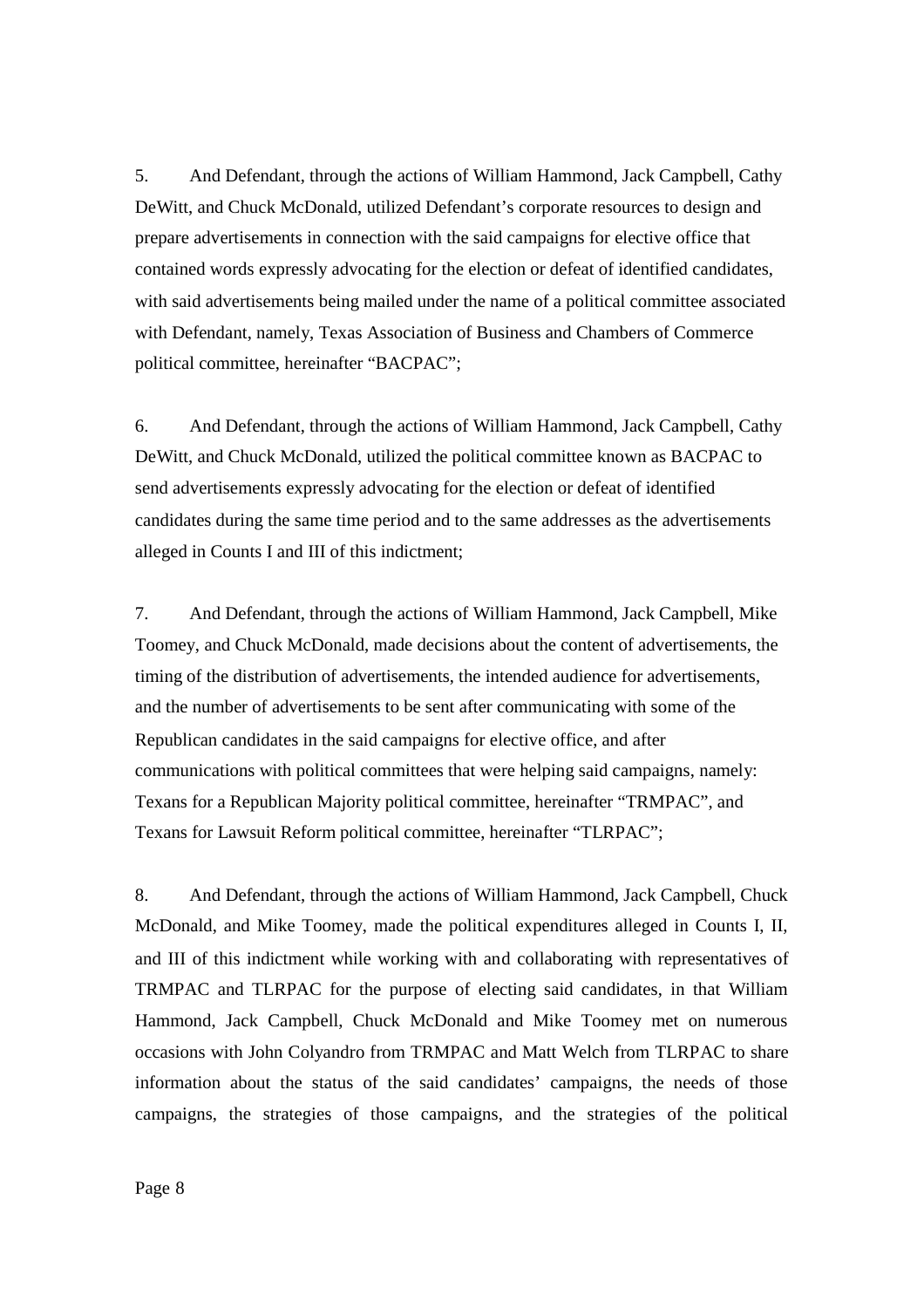5. And Defendant, through the actions of William Hammond, Jack Campbell, Cathy DeWitt, and Chuck McDonald, utilized Defendant's corporate resources to design and prepare advertisements in connection with the said campaigns for elective office that contained words expressly advocating for the election or defeat of identified candidates, with said advertisements being mailed under the name of a political committee associated with Defendant, namely, Texas Association of Business and Chambers of Commerce political committee, hereinafter "BACPAC";

6. And Defendant, through the actions of William Hammond, Jack Campbell, Cathy DeWitt, and Chuck McDonald, utilized the political committee known as BACPAC to send advertisements expressly advocating for the election or defeat of identified candidates during the same time period and to the same addresses as the advertisements alleged in Counts I and III of this indictment;

7. And Defendant, through the actions of William Hammond, Jack Campbell, Mike Toomey, and Chuck McDonald, made decisions about the content of advertisements, the timing of the distribution of advertisements, the intended audience for advertisements, and the number of advertisements to be sent after communicating with some of the Republican candidates in the said campaigns for elective office, and after communications with political committees that were helping said campaigns, namely: Texans for a Republican Majority political committee, hereinafter "TRMPAC", and Texans for Lawsuit Reform political committee, hereinafter "TLRPAC";

8. And Defendant, through the actions of William Hammond, Jack Campbell, Chuck McDonald, and Mike Toomey, made the political expenditures alleged in Counts I, II, and III of this indictment while working with and collaborating with representatives of TRMPAC and TLRPAC for the purpose of electing said candidates, in that William Hammond, Jack Campbell, Chuck McDonald and Mike Toomey met on numerous occasions with John Colyandro from TRMPAC and Matt Welch from TLRPAC to share information about the status of the said candidates' campaigns, the needs of those campaigns, the strategies of those campaigns, and the strategies of the political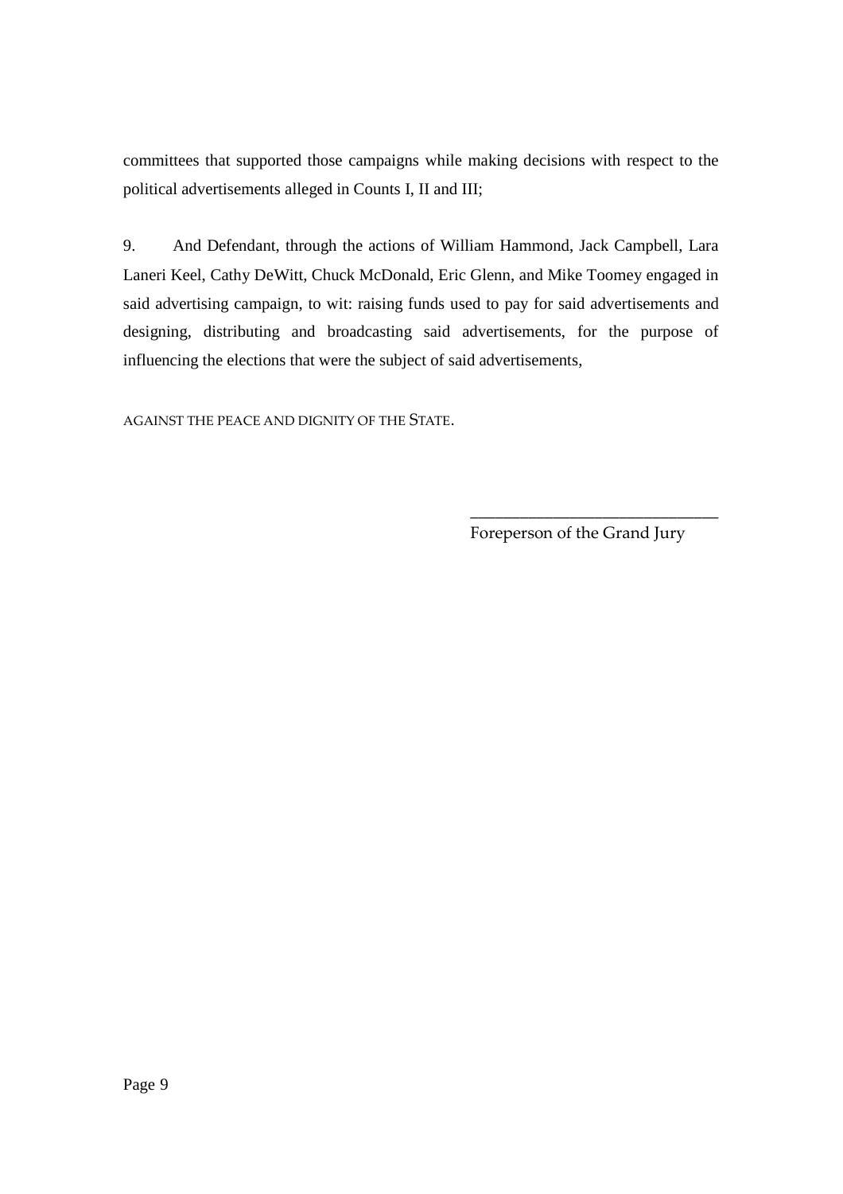committees that supported those campaigns while making decisions with respect to the political advertisements alleged in Counts I, II and III;

9. And Defendant, through the actions of William Hammond, Jack Campbell, Lara Laneri Keel, Cathy DeWitt, Chuck McDonald, Eric Glenn, and Mike Toomey engaged in said advertising campaign, to wit: raising funds used to pay for said advertisements and designing, distributing and broadcasting said advertisements, for the purpose of influencing the elections that were the subject of said advertisements,

AGAINST THE PEACE AND DIGNITY OF THE STATE.

______________________________
Foreperson of the Grand Jury